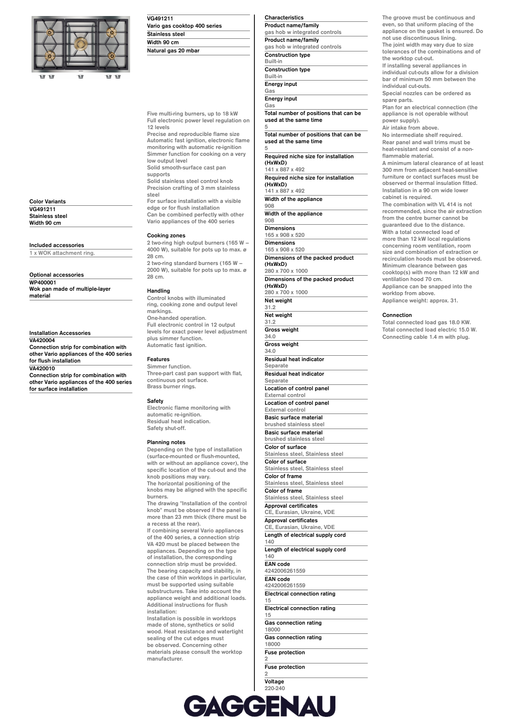**VG491211**
**Vario gas cooktop 400 series**
**Stainless steel**
**Width 90 cm**
**Natural gas 20 mbar**

### Color Variants

VG491211
Stainless steel
Width 90 cm

### Included accessories

1 x WOK attachment ring.

### Optional accessories

WP400001
Wok pan made of multiple-layer material

### Installation Accessories

VA420004
Connection strip for combination with other Vario appliances of the 400 series for flush installation

VA420010
Connection strip for combination with other Vario appliances of the 400 series for surface installation

Five multi-ring burners, up to 18 kW
Full electronic power level regulation on 12 levels
Precise and reproducible flame size
Automatic fast ignition, electronic flame monitoring with automatic re-ignition
Simmer function for cooking on a very low output level
Solid smooth-surface cast pan supports
Solid stainless steel control knob
Precision crafting of 3 mm stainless steel
For surface installation with a visible edge or for flush installation
Can be combined perfectly with other Vario appliances of the 400 series

### Cooking zones

2 two-ring high output burners (165 W – 4000 W), suitable for pots up to max. ø 28 cm.
2 two-ring standard burners (165 W – 2000 W), suitable for pots up to max. ø 28 cm.

### Handling

Control knobs with illuminated ring, cooking zone and output level markings.
One-handed operation.
Full electronic control in 12 output levels for exact power level adjustment plus simmer function.
Automatic fast ignition.

### Features

Simmer function.
Three-part cast pan support with flat, continuous pot surface.
Brass burner rings.

### Safety

Electronic flame monitoring with automatic re-ignition.
Residual heat indication.
Safety shut-off.

### Planning notes

Depending on the type of installation (surface-mounted or flush-mounted, with or without an appliance cover), the specific location of the cut-out and the knob positions may vary.
The horizontal positioning of the knobs may be aligned with the specific burners.
The drawing "Installation of the control knob" must be observed if the panel is more than 23 mm thick (there must be a recess at the rear).
If combining several Vario appliances of the 400 series, a connection strip VA 420 must be placed between the appliances. Depending on the type of installation, the corresponding connection strip must be provided.
The bearing capacity and stability, in the case of thin worktops in particular, must be supported using suitable substructures. Take into account the appliance weight and additional loads.
Additional instructions for flush installation:
Installation is possible in worktops made of stone, synthetics or solid wood. Heat resistance and watertight sealing of the cut edges must be observed. Concerning other materials please consult the worktop manufacturer.

### Characteristics

| Characteristic | Value |
|---|---|
| Product name/family | gas hob w integrated controls |
| Product name/family | gas hob w integrated controls |
| Construction type | Built-in |
| Construction type | Built-in |
| Energy input | Gas |
| Energy input | Gas |
| Total number of positions that can be used at the same time | 5 |
| Total number of positions that can be used at the same time | 5 |
| Required niche size for installation (HxWxD) | 141 x 887 x 492 |
| Required niche size for installation (HxWxD) | 141 x 887 x 492 |
| Width of the appliance | 908 |
| Width of the appliance | 908 |
| Dimensions | 165 x 908 x 520 |
| Dimensions | 165 x 908 x 520 |
| Dimensions of the packed product (HxWxD) | 280 x 700 x 1000 |
| Dimensions of the packed product (HxWxD) | 280 x 700 x 1000 |
| Net weight | 31.2 |
| Net weight | 31.2 |
| Gross weight | 34.0 |
| Gross weight | 34.0 |
| Residual heat indicator | Separate |
| Residual heat indicator | Separate |
| Location of control panel | External control |
| Location of control panel | External control |
| Basic surface material | brushed stainless steel |
| Basic surface material | brushed stainless steel |
| Color of surface | Stainless steel, Stainless steel |
| Color of surface | Stainless steel, Stainless steel |
| Color of frame | Stainless steel, Stainless steel |
| Color of frame | Stainless steel, Stainless steel |
| Approval certificates | CE, Eurasian, Ukraine, VDE |
| Approval certificates | CE, Eurasian, Ukraine, VDE |
| Length of electrical supply cord | 140 |
| Length of electrical supply cord | 140 |
| EAN code | 4242006261559 |
| EAN code | 4242006261559 |
| Electrical connection rating | 15 |
| Electrical connection rating | 15 |
| Gas connection rating | 18000 |
| Gas connection rating | 18000 |
| Fuse protection | 2 |
| Fuse protection | 2 |
| Voltage | 220-240 |

The groove must be continuous and even, so that uniform placing of the appliance on the gasket is ensured. Do not use discontinuous lining.
The joint width may vary due to size tolerances of the combinations and of the worktop cut-out.
If installing several appliances in individual cut-outs allow for a division bar of minimum 50 mm between the individual cut-outs.
Special nozzles can be ordered as spare parts.
Plan for an electrical connection (the appliance is not operable without power supply).
Air intake from above.
No intermediate shelf required.
Rear panel and wall trims must be heat-resistant and consist of a non-flammable material.
A minimum lateral clearance of at least 300 mm from adjacent heat-sensitive furniture or contact surfaces must be observed or thermal insulation fitted.
Installation in a 90 cm wide lower cabinet is required.
The combination with VL 414 is not recommended, since the air extraction from the centre burner cannot be guaranteed due to the distance.
With a total connected load of more than 12 kW local regulations concerning room ventilation, room size and combination of extraction or recirculation hoods must be observed.
Minimum clearance between gas cooktop(s) with more than 12 kW and ventilation hood 70 cm.
Appliance can be snapped into the worktop from above.
Appliance weight: approx. 31.

### Connection

Total connected load gas 18.0 KW.
Total connected load electric 15.0 W.
Connecting cable 1.4 m with plug.

GAGGENAU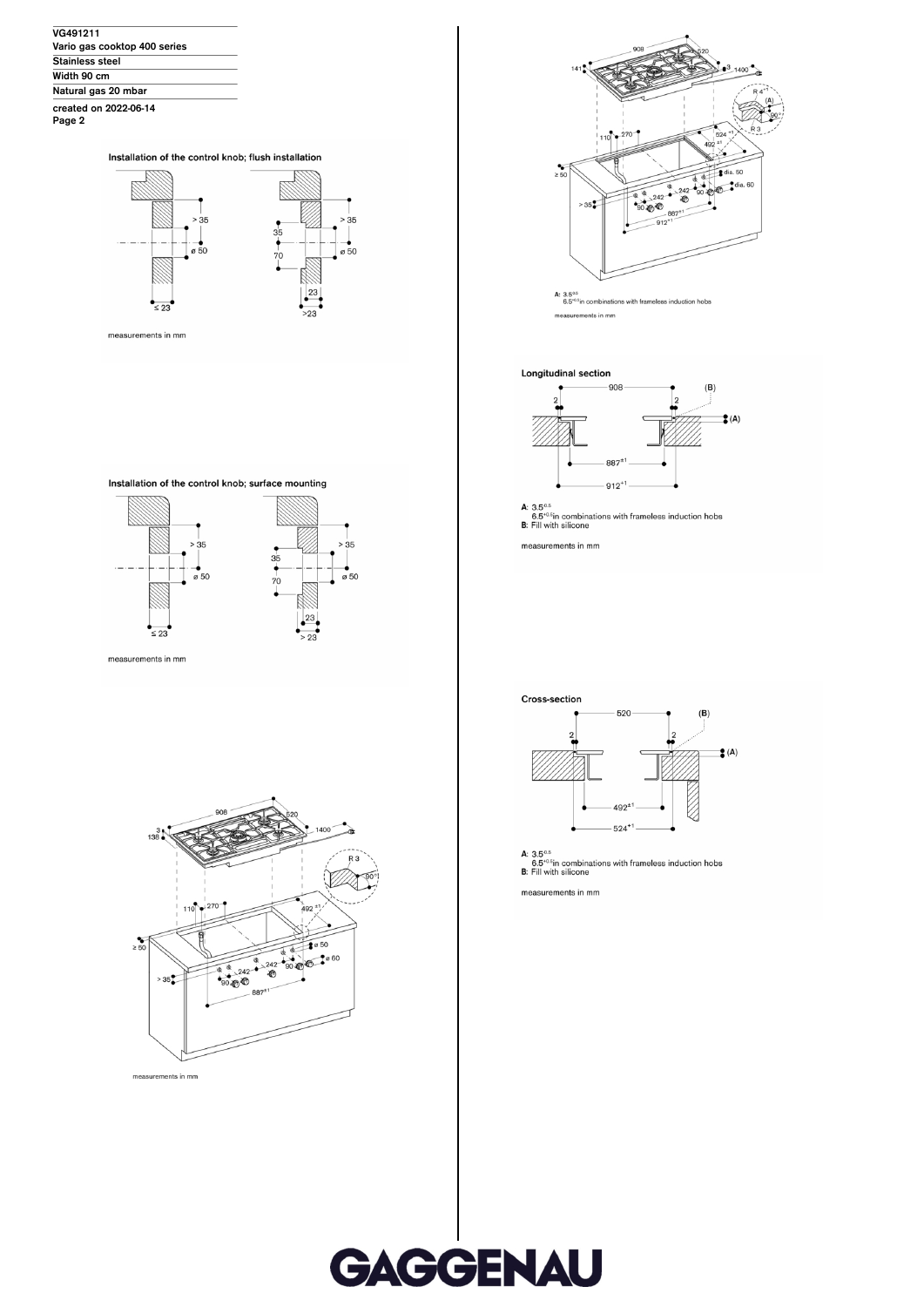VG491211
Vario gas cooktop 400 series
Stainless steel
Width 90 cm
Natural gas 20 mbar
created on 2022-06-14

### Installation of the control knob; flush installation

measurements in mm

### Installation of the control knob; surface mounting

measurements in mm

measurements in mm

A: 3.5$^{0.5}$
6.5$^{+0.5}$in combinations with frameless induction hobs

measurements in mm

### Longitudinal section

A: 3.5$^{0.5}$
6.5$^{+0.5}$in combinations with frameless induction hobs
B: Fill with silicone

measurements in mm

### Cross-section

A: 3.5$^{0.5}$
6.5$^{+0.5}$in combinations with frameless induction hobs
B: Fill with silicone

measurements in mm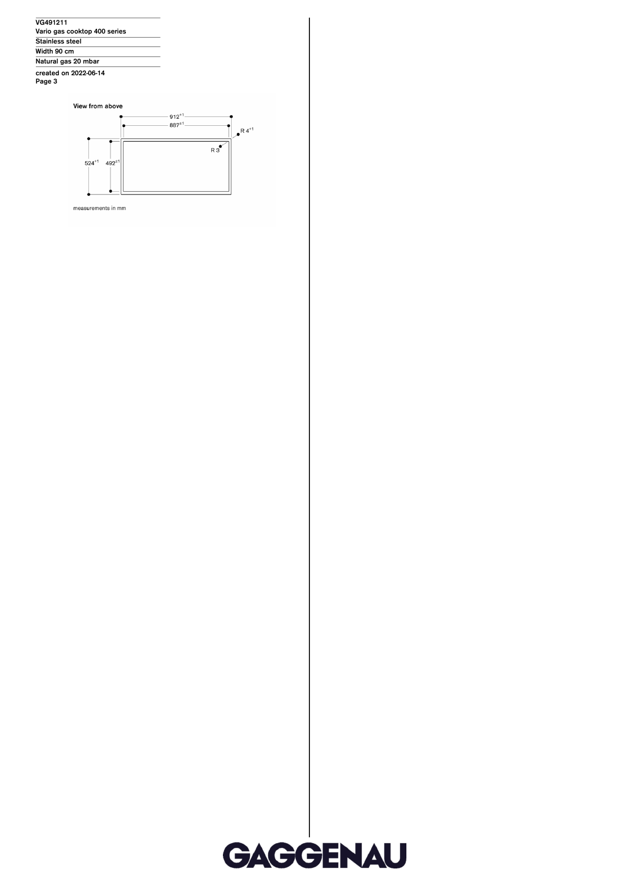**VG491211**
**Vario gas cooktop 400 series**
**Stainless steel**
**Width 90 cm**
**Natural gas 20 mbar**

**created on 2022-06-14**

View from above

912 $^{+1}$

887 $^{\pm1}$

R 4 $^{+1}$

R 3

524 $^{+1}$

492 $^{\pm1}$

measurements in mm